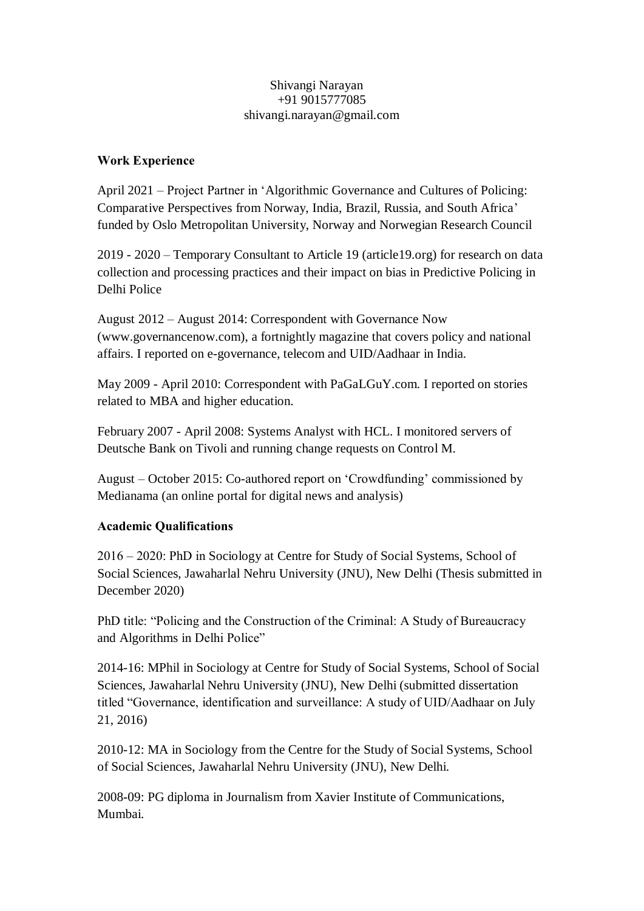Shivangi Narayan
+91 9015777085
shivangi.narayan@gmail.com

**Work Experience**

April 2021 – Project Partner in 'Algorithmic Governance and Cultures of Policing: Comparative Perspectives from Norway, India, Brazil, Russia, and South Africa' funded by Oslo Metropolitan University, Norway and Norwegian Research Council

2019 - 2020 – Temporary Consultant to Article 19 (article19.org) for research on data collection and processing practices and their impact on bias in Predictive Policing in Delhi Police

August 2012 – August 2014: Correspondent with Governance Now (www.governancenow.com), a fortnightly magazine that covers policy and national affairs. I reported on e-governance, telecom and UID/Aadhaar in India.

May 2009 - April 2010: Correspondent with PaGaLGuY.com. I reported on stories related to MBA and higher education.

February 2007 - April 2008: Systems Analyst with HCL. I monitored servers of Deutsche Bank on Tivoli and running change requests on Control M.

August – October 2015: Co-authored report on 'Crowdfunding' commissioned by Medianama (an online portal for digital news and analysis)

**Academic Qualifications**

2016 – 2020: PhD in Sociology at Centre for Study of Social Systems, School of Social Sciences, Jawaharlal Nehru University (JNU), New Delhi (Thesis submitted in December 2020)

PhD title: "Policing and the Construction of the Criminal: A Study of Bureaucracy and Algorithms in Delhi Police"

2014-16: MPhil in Sociology at Centre for Study of Social Systems, School of Social Sciences, Jawaharlal Nehru University (JNU), New Delhi (submitted dissertation titled "Governance, identification and surveillance: A study of UID/Aadhaar on July 21, 2016)

2010-12: MA in Sociology from the Centre for the Study of Social Systems, School of Social Sciences, Jawaharlal Nehru University (JNU), New Delhi.

2008-09: PG diploma in Journalism from Xavier Institute of Communications, Mumbai.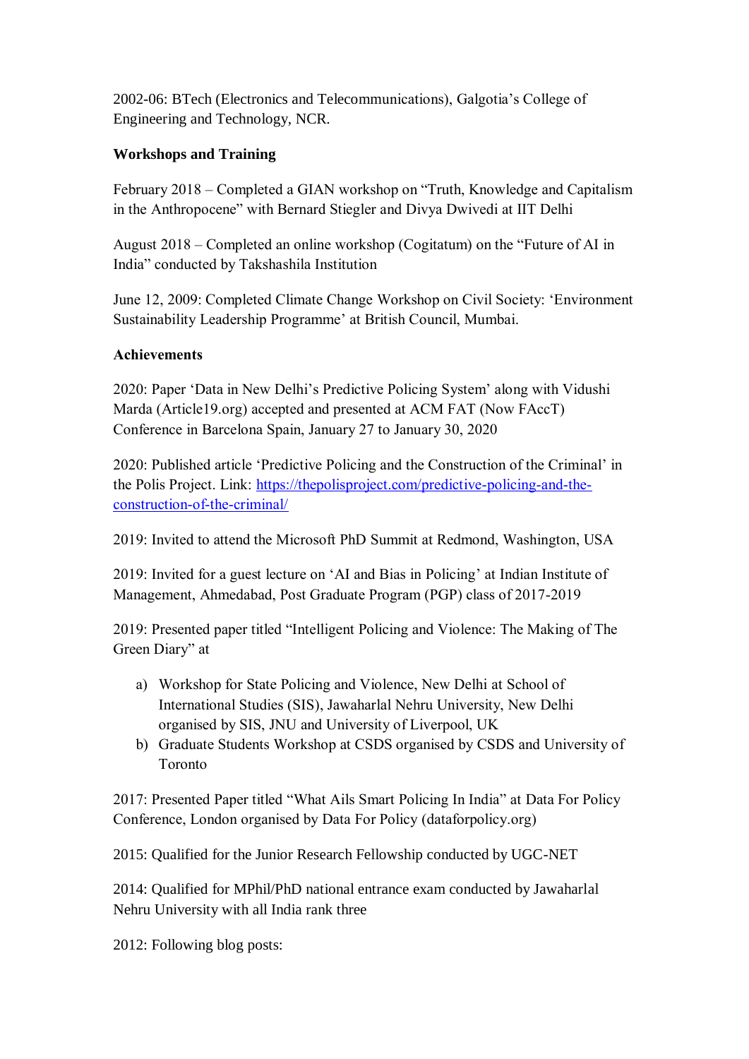2002-06: BTech (Electronics and Telecommunications), Galgotia's College of Engineering and Technology, NCR.

**Workshops and Training**

February 2018 – Completed a GIAN workshop on "Truth, Knowledge and Capitalism in the Anthropocene" with Bernard Stiegler and Divya Dwivedi at IIT Delhi

August 2018 – Completed an online workshop (Cogitatum) on the "Future of AI in India" conducted by Takshashila Institution

June 12, 2009: Completed Climate Change Workshop on Civil Society: 'Environment Sustainability Leadership Programme' at British Council, Mumbai.

**Achievements**

2020: Paper 'Data in New Delhi's Predictive Policing System' along with Vidushi Marda (Article19.org) accepted and presented at ACM FAT (Now FAccT) Conference in Barcelona Spain, January 27 to January 30, 2020

2020: Published article 'Predictive Policing and the Construction of the Criminal' in the Polis Project. Link: [https://thepolisproject.com/predictive-policing-and-the-construction-of-the-criminal/](https://thepolisproject.com/predictive-policing-and-the-construction-of-the-criminal/)

2019: Invited to attend the Microsoft PhD Summit at Redmond, Washington, USA

2019: Invited for a guest lecture on 'AI and Bias in Policing' at Indian Institute of Management, Ahmedabad, Post Graduate Program (PGP) class of 2017-2019

2019: Presented paper titled "Intelligent Policing and Violence: The Making of The Green Diary" at

a) Workshop for State Policing and Violence, New Delhi at School of International Studies (SIS), Jawaharlal Nehru University, New Delhi organised by SIS, JNU and University of Liverpool, UK
b) Graduate Students Workshop at CSDS organised by CSDS and University of Toronto

2017: Presented Paper titled "What Ails Smart Policing In India" at Data For Policy Conference, London organised by Data For Policy (dataforpolicy.org)

2015: Qualified for the Junior Research Fellowship conducted by UGC-NET

2014: Qualified for MPhil/PhD national entrance exam conducted by Jawaharlal Nehru University with all India rank three

2012: Following blog posts: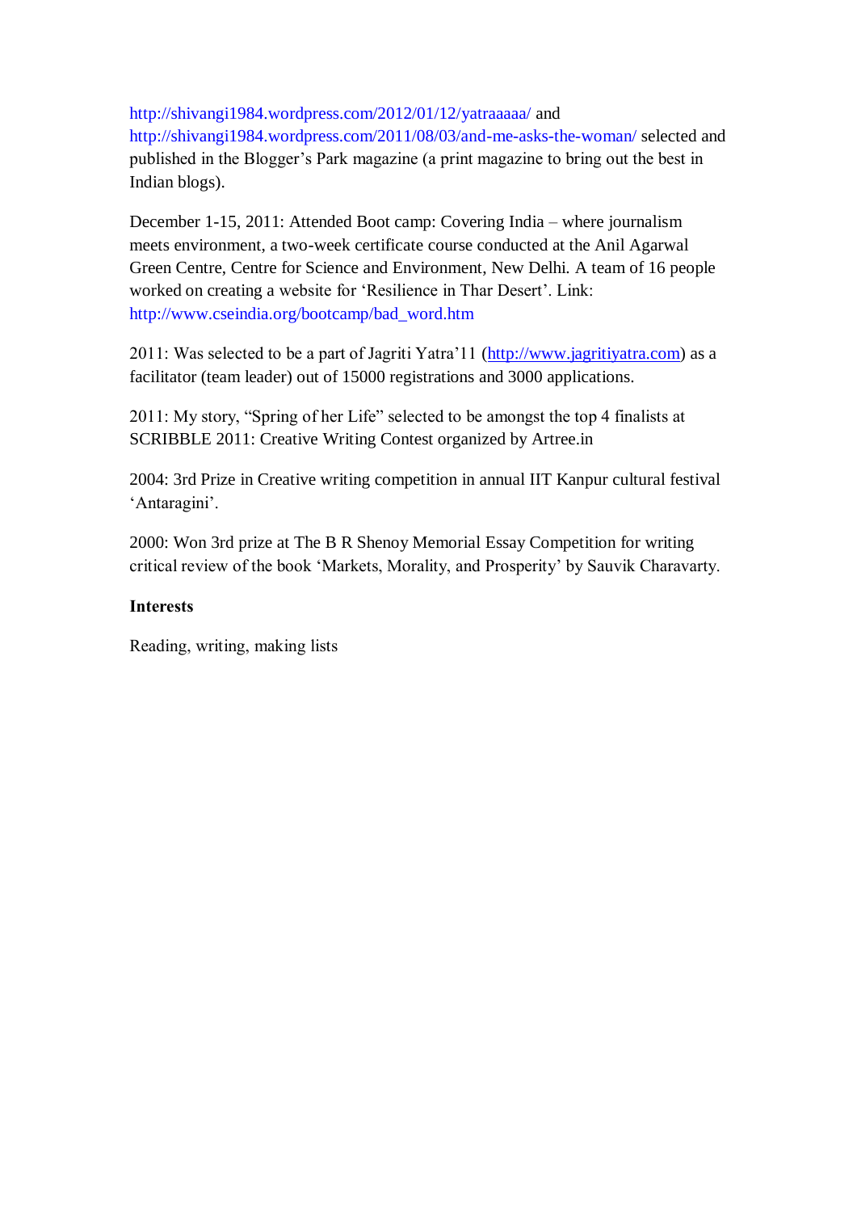http://shivangi1984.wordpress.com/2012/01/12/yatraaaaa/ and http://shivangi1984.wordpress.com/2011/08/03/and-me-asks-the-woman/ selected and published in the Blogger's Park magazine (a print magazine to bring out the best in Indian blogs).

December 1-15, 2011: Attended Boot camp: Covering India – where journalism meets environment, a two-week certificate course conducted at the Anil Agarwal Green Centre, Centre for Science and Environment, New Delhi. A team of 16 people worked on creating a website for 'Resilience in Thar Desert'. Link: http://www.cseindia.org/bootcamp/bad_word.htm

2011: Was selected to be a part of Jagriti Yatra'11 (http://www.jagritiyatra.com) as a facilitator (team leader) out of 15000 registrations and 3000 applications.

2011: My story, "Spring of her Life" selected to be amongst the top 4 finalists at SCRIBBLE 2011: Creative Writing Contest organized by Artree.in

2004: 3rd Prize in Creative writing competition in annual IIT Kanpur cultural festival 'Antaragini'.

2000: Won 3rd prize at The B R Shenoy Memorial Essay Competition for writing critical review of the book 'Markets, Morality, and Prosperity' by Sauvik Charavarty.

**Interests**

Reading, writing, making lists